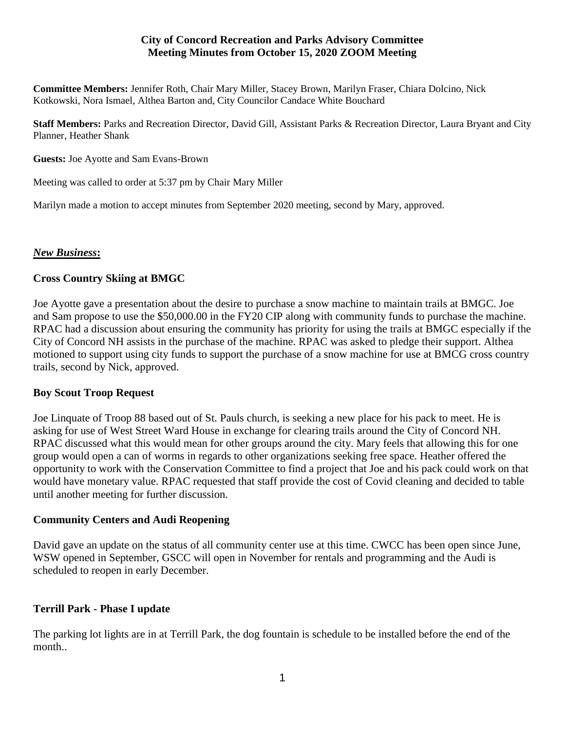**City of Concord Recreation and Parks Advisory Committee**
**Meeting Minutes from October 15, 2020 ZOOM Meeting**

**Committee Members:** Jennifer Roth, Chair Mary Miller, Stacey Brown, Marilyn Fraser, Chiara Dolcino, Nick Kotkowski, Nora Ismael, Althea Barton and, City Councilor Candace White Bouchard

**Staff Members:** Parks and Recreation Director, David Gill, Assistant Parks & Recreation Director, Laura Bryant and City Planner, Heather Shank

**Guests:** Joe Ayotte and Sam Evans-Brown

Meeting was called to order at 5:37 pm by Chair Mary Miller

Marilyn made a motion to accept minutes from September 2020 meeting, second by Mary, approved.

***New Business*:**

### Cross Country Skiing at BMGC

Joe Ayotte gave a presentation about the desire to purchase a snow machine to maintain trails at BMGC. Joe and Sam propose to use the $50,000.00 in the FY20 CIP along with community funds to purchase the machine. RPAC had a discussion about ensuring the community has priority for using the trails at BMGC especially if the City of Concord NH assists in the purchase of the machine. RPAC was asked to pledge their support. Althea motioned to support using city funds to support the purchase of a snow machine for use at BMCG cross country trails, second by Nick, approved.

### Boy Scout Troop Request

Joe Linquate of Troop 88 based out of St. Pauls church, is seeking a new place for his pack to meet. He is asking for use of West Street Ward House in exchange for clearing trails around the City of Concord NH. RPAC discussed what this would mean for other groups around the city. Mary feels that allowing this for one group would open a can of worms in regards to other organizations seeking free space. Heather offered the opportunity to work with the Conservation Committee to find a project that Joe and his pack could work on that would have monetary value. RPAC requested that staff provide the cost of Covid cleaning and decided to table until another meeting for further discussion.

### Community Centers and Audi Reopening

David gave an update on the status of all community center use at this time. CWCC has been open since June, WSW opened in September, GSCC will open in November for rentals and programming and the Audi is scheduled to reopen in early December.

### Terrill Park - Phase I update

The parking lot lights are in at Terrill Park, the dog fountain is schedule to be installed before the end of the month..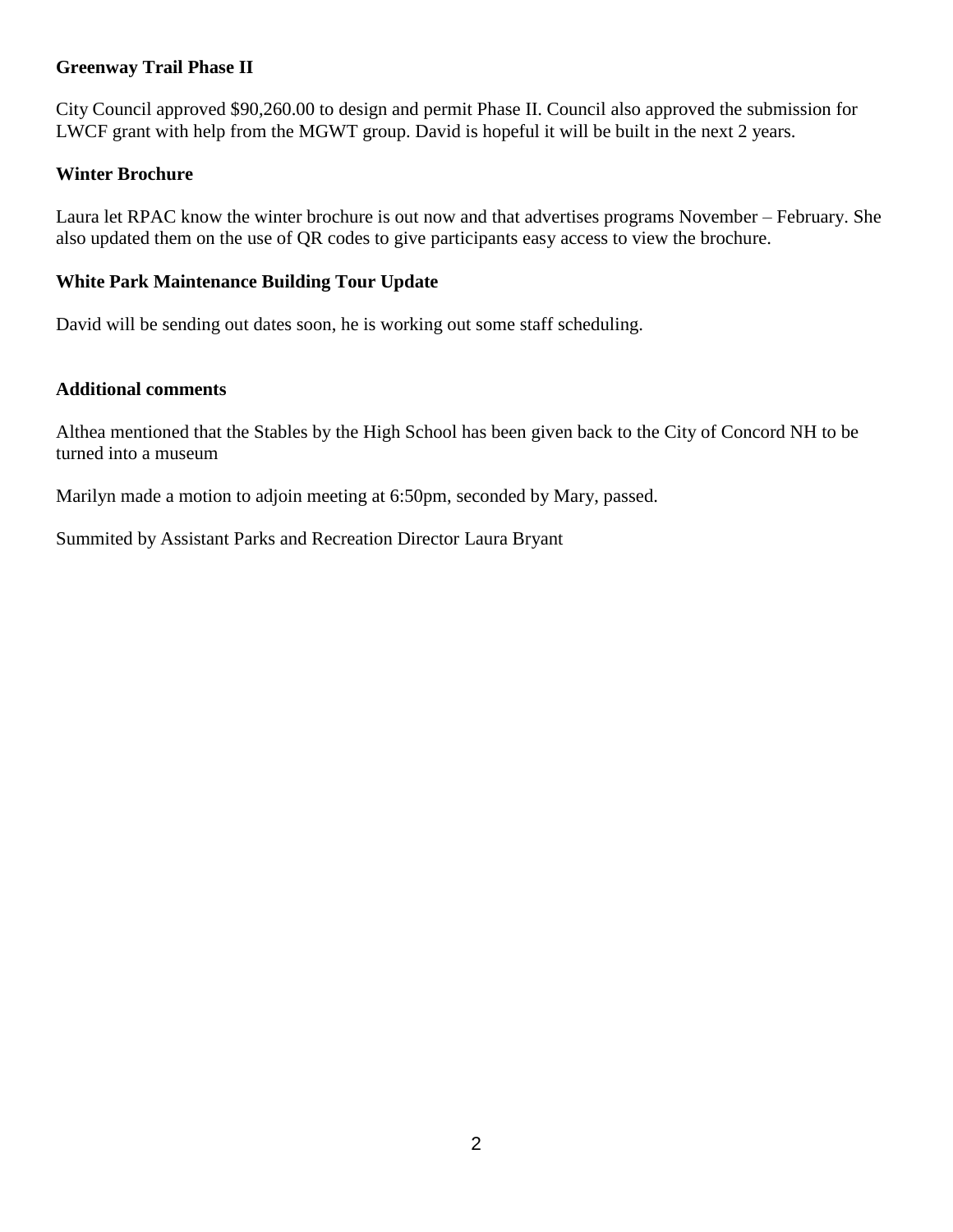**Greenway Trail Phase II**

City Council approved $90,260.00 to design and permit Phase II. Council also approved the submission for LWCF grant with help from the MGWT group. David is hopeful it will be built in the next 2 years.

**Winter Brochure**

Laura let RPAC know the winter brochure is out now and that advertises programs November – February. She also updated them on the use of QR codes to give participants easy access to view the brochure.

**White Park Maintenance Building Tour Update**

David will be sending out dates soon, he is working out some staff scheduling.

**Additional comments**

Althea mentioned that the Stables by the High School has been given back to the City of Concord NH to be turned into a museum

Marilyn made a motion to adjoin meeting at 6:50pm, seconded by Mary, passed.

Summited by Assistant Parks and Recreation Director Laura Bryant